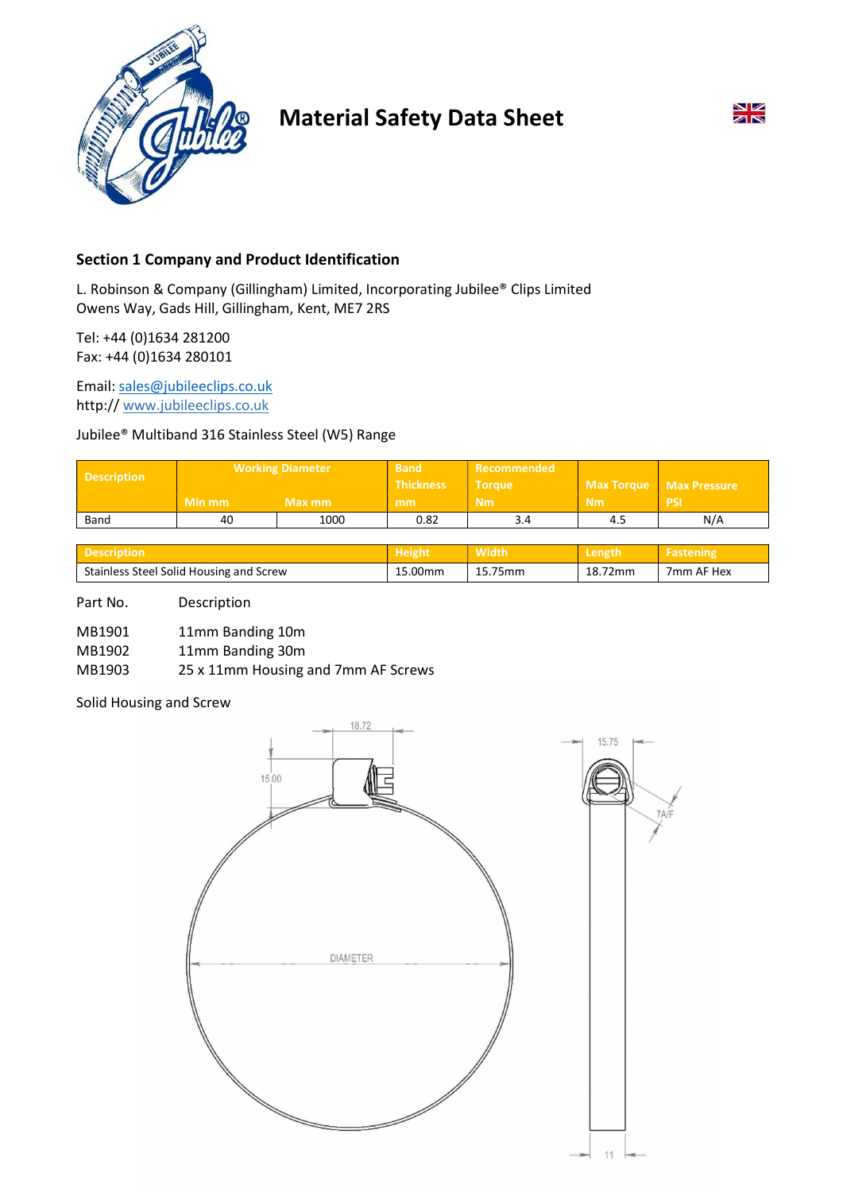# Material Safety Data Sheet

## Section 1 Company and Product Identification

L. Robinson & Company (Gillingham) Limited, Incorporating Jubilee® Clips Limited
Owens Way, Gads Hill, Gillingham, Kent, ME7 2RS

Tel: +44 (0)1634 281200
Fax: +44 (0)1634 280101

Email: sales@jubileeclips.co.uk
http:// www.jubileeclips.co.uk

Jubilee® Multiband 316 Stainless Steel (W5) Range

| Description | Working Diameter | | Band Thickness | Recommended Torque | Max Torque | Max Pressure |
|---|---|---|---|---|---|---|
| | Min mm | Max mm | mm | Nm | Nm | PSI |
| Band | 40 | 1000 | 0.82 | 3.4 | 4.5 | N/A |

| Description | Height | Width | Length | Fastening |
|---|---|---|---|---|
| Stainless Steel Solid Housing and Screw | 15.00mm | 15.75mm | 18.72mm | 7mm AF Hex |

| Part No. | Description |
|---|---|
| MB1901 | 11mm Banding 10m |
| MB1902 | 11mm Banding 30m |
| MB1903 | 25 x 11mm Housing and 7mm AF Screws |

Solid Housing and Screw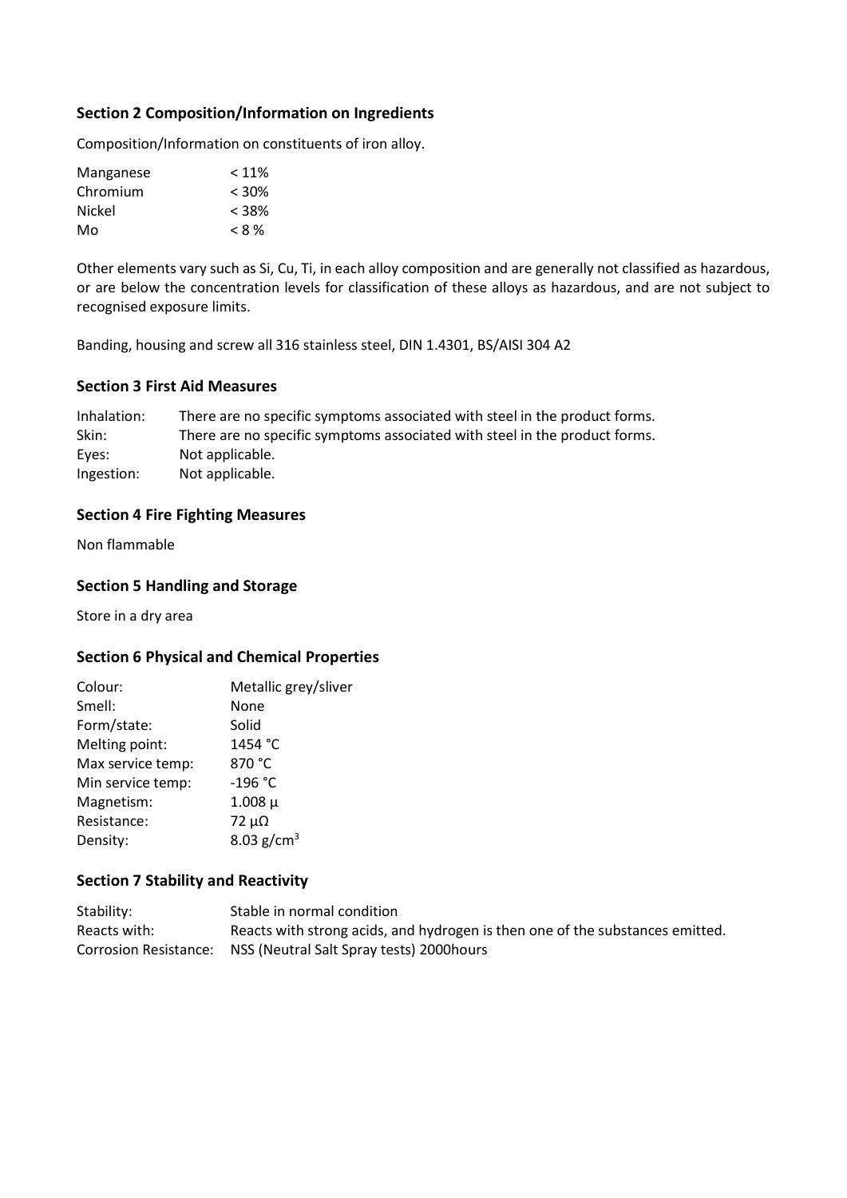## Section 2 Composition/Information on Ingredients

Composition/Information on constituents of iron alloy.

| | |
|---|---|
| Manganese | < 11% |
| Chromium | < 30% |
| Nickel | < 38% |
| Mo | < 8 % |

Other elements vary such as Si, Cu, Ti, in each alloy composition and are generally not classified as hazardous, or are below the concentration levels for classification of these alloys as hazardous, and are not subject to recognised exposure limits.

Banding, housing and screw all 316 stainless steel, DIN 1.4301, BS/AISI 304 A2

## Section 3 First Aid Measures

| | |
|---|---|
| Inhalation: | There are no specific symptoms associated with steel in the product forms. |
| Skin: | There are no specific symptoms associated with steel in the product forms. |
| Eyes: | Not applicable. |
| Ingestion: | Not applicable. |

## Section 4 Fire Fighting Measures

Non flammable

## Section 5 Handling and Storage

Store in a dry area

## Section 6 Physical and Chemical Properties

| | |
|---|---|
| Colour: | Metallic grey/sliver |
| Smell: | None |
| Form/state: | Solid |
| Melting point: | 1454 °C |
| Max service temp: | 870 °C |
| Min service temp: | -196 °C |
| Magnetism: | 1.008 µ |
| Resistance: | 72 µΩ |
| Density: | 8.03 g/cm$^3$ |

## Section 7 Stability and Reactivity

| | |
|---|---|
| Stability: | Stable in normal condition |
| Reacts with: | Reacts with strong acids, and hydrogen is then one of the substances emitted. |
| Corrosion Resistance: | NSS (Neutral Salt Spray tests) 2000hours |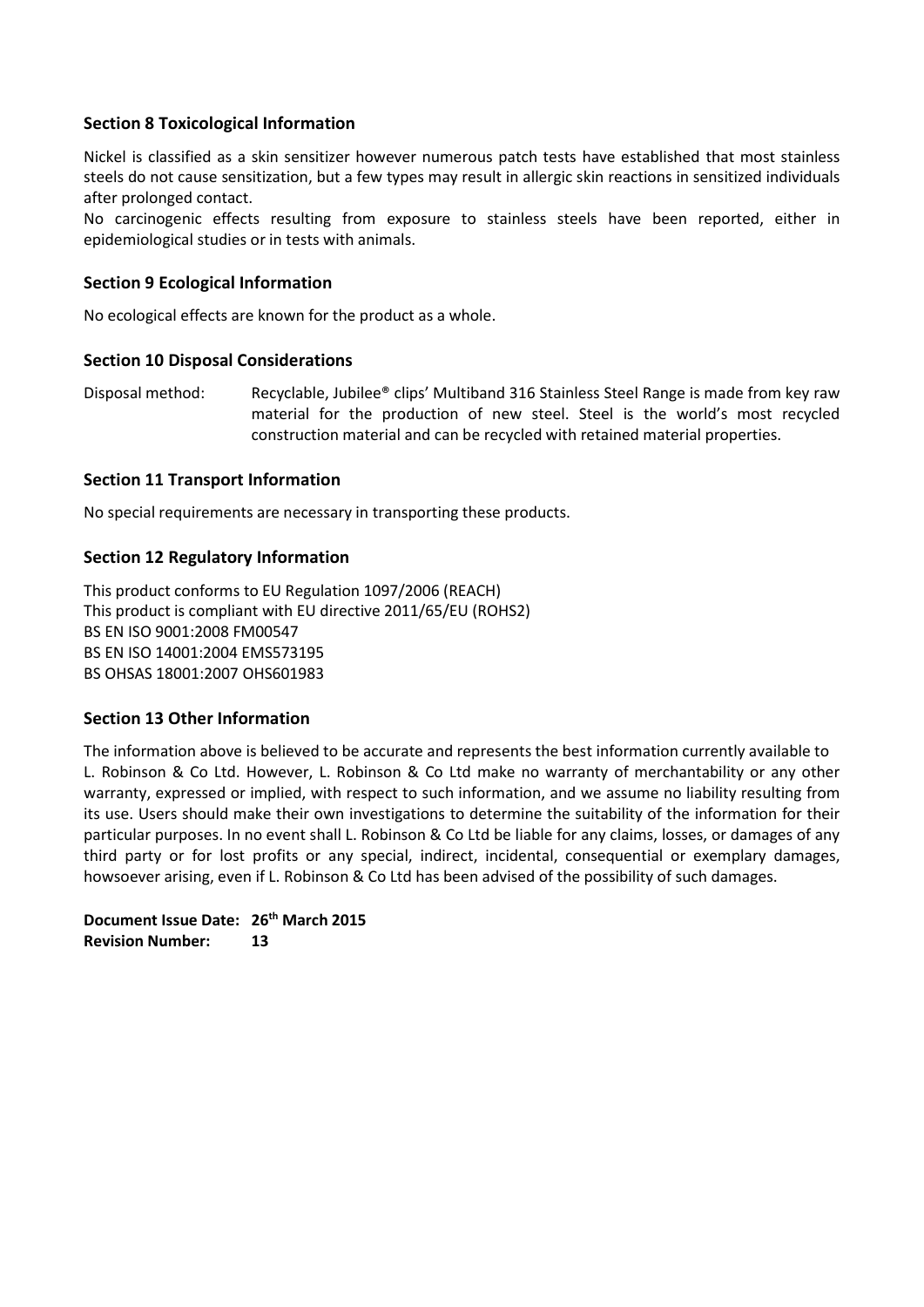## Section 8 Toxicological Information

Nickel is classified as a skin sensitizer however numerous patch tests have established that most stainless steels do not cause sensitization, but a few types may result in allergic skin reactions in sensitized individuals after prolonged contact.
No carcinogenic effects resulting from exposure to stainless steels have been reported, either in epidemiological studies or in tests with animals.

## Section 9 Ecological Information

No ecological effects are known for the product as a whole.

## Section 10 Disposal Considerations

Disposal method: Recyclable, Jubilee® clips' Multiband 316 Stainless Steel Range is made from key raw material for the production of new steel. Steel is the world's most recycled construction material and can be recycled with retained material properties.

## Section 11 Transport Information

No special requirements are necessary in transporting these products.

## Section 12 Regulatory Information

This product conforms to EU Regulation 1097/2006 (REACH)
This product is compliant with EU directive 2011/65/EU (ROHS2)
BS EN ISO 9001:2008 FM00547
BS EN ISO 14001:2004 EMS573195
BS OHSAS 18001:2007 OHS601983

## Section 13 Other Information

The information above is believed to be accurate and represents the best information currently available to L. Robinson & Co Ltd. However, L. Robinson & Co Ltd make no warranty of merchantability or any other warranty, expressed or implied, with respect to such information, and we assume no liability resulting from its use. Users should make their own investigations to determine the suitability of the information for their particular purposes. In no event shall L. Robinson & Co Ltd be liable for any claims, losses, or damages of any third party or for lost profits or any special, indirect, incidental, consequential or exemplary damages, howsoever arising, even if L. Robinson & Co Ltd has been advised of the possibility of such damages.

**Document Issue Date: 26th March 2015**
**Revision Number: 13**